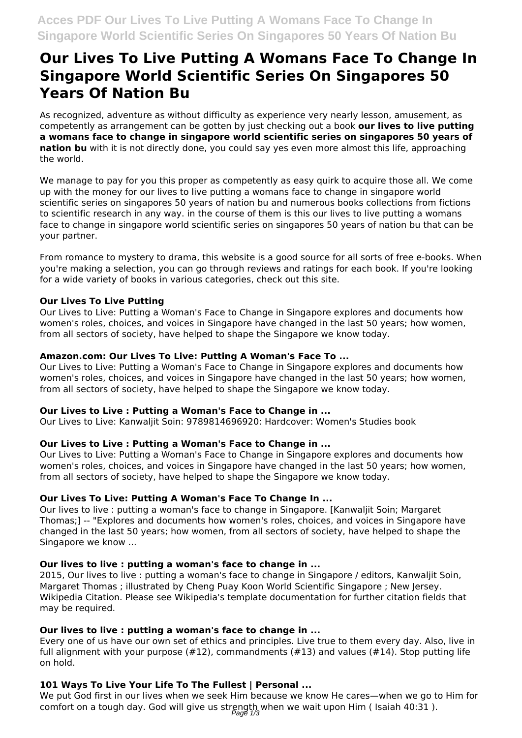# Our Lives To Live Putting A Womans Face To Change In Singapore World Scientific Series On Singapores 50 Years Of Nation Bu

As recognized, adventure as without difficulty as experience very nearly lesson, amusement, as competently as arrangement can be gotten by just checking out a book **our lives to live putting a womans face to change in singapore world scientific series on singapores 50 years of nation bu** with it is not directly done, you could say yes even more almost this life, approaching the world.

We manage to pay for you this proper as competently as easy quirk to acquire those all. We come up with the money for our lives to live putting a womans face to change in singapore world scientific series on singapores 50 years of nation bu and numerous books collections from fictions to scientific research in any way. in the course of them is this our lives to live putting a womans face to change in singapore world scientific series on singapores 50 years of nation bu that can be your partner.

From romance to mystery to drama, this website is a good source for all sorts of free e-books. When you're making a selection, you can go through reviews and ratings for each book. If you're looking for a wide variety of books in various categories, check out this site.

### Our Lives To Live Putting

Our Lives to Live: Putting a Woman's Face to Change in Singapore explores and documents how women's roles, choices, and voices in Singapore have changed in the last 50 years; how women, from all sectors of society, have helped to shape the Singapore we know today.

### Amazon.com: Our Lives To Live: Putting A Woman's Face To ...

Our Lives to Live: Putting a Woman's Face to Change in Singapore explores and documents how women's roles, choices, and voices in Singapore have changed in the last 50 years; how women, from all sectors of society, have helped to shape the Singapore we know today.

### Our Lives to Live : Putting a Woman's Face to Change in ...

Our Lives to Live: Kanwaljit Soin: 9789814696920: Hardcover: Women's Studies book

### Our Lives to Live : Putting a Woman's Face to Change in ...

Our Lives to Live: Putting a Woman's Face to Change in Singapore explores and documents how women's roles, choices, and voices in Singapore have changed in the last 50 years; how women, from all sectors of society, have helped to shape the Singapore we know today.

### Our Lives To Live: Putting A Woman's Face To Change In ...

Our lives to live : putting a woman's face to change in Singapore. [Kanwaljit Soin; Margaret Thomas;] -- "Explores and documents how women's roles, choices, and voices in Singapore have changed in the last 50 years; how women, from all sectors of society, have helped to shape the Singapore we know ...

### Our lives to live : putting a woman's face to change in ...

2015, Our lives to live : putting a woman's face to change in Singapore / editors, Kanwaljit Soin, Margaret Thomas ; illustrated by Cheng Puay Koon World Scientific Singapore ; New Jersey. Wikipedia Citation. Please see Wikipedia's template documentation for further citation fields that may be required.

### Our lives to live : putting a woman's face to change in ...

Every one of us have our own set of ethics and principles. Live true to them every day. Also, live in full alignment with your purpose (#12), commandments (#13) and values (#14). Stop putting life on hold.

### 101 Ways To Live Your Life To The Fullest | Personal ...

We put God first in our lives when we seek Him because we know He cares—when we go to Him for comfort on a tough day. God will give us strength when we wait upon Him ( Isaiah 40:31 ).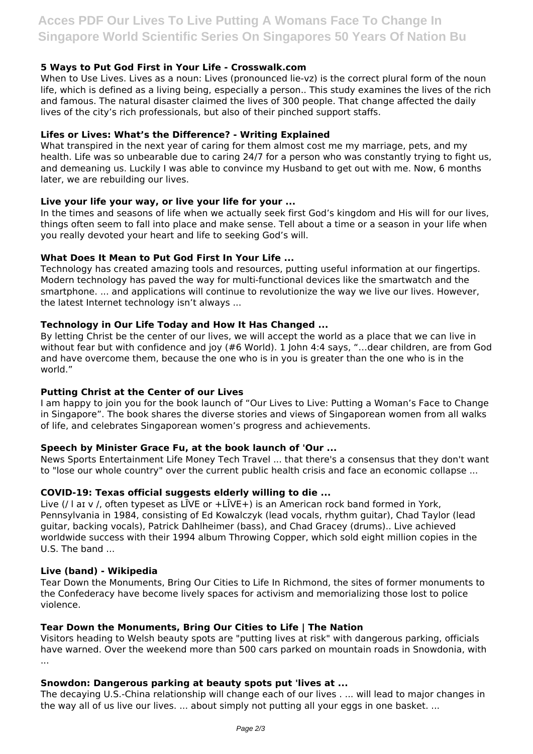### 5 Ways to Put God First in Your Life - Crosswalk.com

When to Use Lives. Lives as a noun: Lives (pronounced lie-vz) is the correct plural form of the noun life, which is defined as a living being, especially a person.. This study examines the lives of the rich and famous. The natural disaster claimed the lives of 300 people. That change affected the daily lives of the city's rich professionals, but also of their pinched support staffs.

### Lifes or Lives: What's the Difference? - Writing Explained

What transpired in the next year of caring for them almost cost me my marriage, pets, and my health. Life was so unbearable due to caring 24/7 for a person who was constantly trying to fight us, and demeaning us. Luckily I was able to convince my Husband to get out with me. Now, 6 months later, we are rebuilding our lives.

### Live your life your way, or live your life for your ...

In the times and seasons of life when we actually seek first God's kingdom and His will for our lives, things often seem to fall into place and make sense. Tell about a time or a season in your life when you really devoted your heart and life to seeking God's will.

### What Does It Mean to Put God First In Your Life ...

Technology has created amazing tools and resources, putting useful information at our fingertips. Modern technology has paved the way for multi-functional devices like the smartwatch and the smartphone. ... and applications will continue to revolutionize the way we live our lives. However, the latest Internet technology isn't always ...

### Technology in Our Life Today and How It Has Changed ...

By letting Christ be the center of our lives, we will accept the world as a place that we can live in without fear but with confidence and joy (#6 World). 1 John 4:4 says, "…dear children, are from God and have overcome them, because the one who is in you is greater than the one who is in the world."

### Putting Christ at the Center of our Lives

I am happy to join you for the book launch of "Our Lives to Live: Putting a Woman's Face to Change in Singapore". The book shares the diverse stories and views of Singaporean women from all walks of life, and celebrates Singaporean women's progress and achievements.

### Speech by Minister Grace Fu, at the book launch of 'Our ...

News Sports Entertainment Life Money Tech Travel ... that there's a consensus that they don't want to "lose our whole country" over the current public health crisis and face an economic collapse ...

### COVID-19: Texas official suggests elderly willing to die ...

Live (/ l aɪ v /, often typeset as LĪVE or +LĪVE+) is an American rock band formed in York, Pennsylvania in 1984, consisting of Ed Kowalczyk (lead vocals, rhythm guitar), Chad Taylor (lead guitar, backing vocals), Patrick Dahlheimer (bass), and Chad Gracey (drums).. Live achieved worldwide success with their 1994 album Throwing Copper, which sold eight million copies in the U.S. The band ...

### Live (band) - Wikipedia

Tear Down the Monuments, Bring Our Cities to Life In Richmond, the sites of former monuments to the Confederacy have become lively spaces for activism and memorializing those lost to police violence.

### Tear Down the Monuments, Bring Our Cities to Life | The Nation

Visitors heading to Welsh beauty spots are "putting lives at risk" with dangerous parking, officials have warned. Over the weekend more than 500 cars parked on mountain roads in Snowdonia, with ...

### Snowdon: Dangerous parking at beauty spots put 'lives at ...

The decaying U.S.-China relationship will change each of our lives . ... will lead to major changes in the way all of us live our lives. ... about simply not putting all your eggs in one basket. ...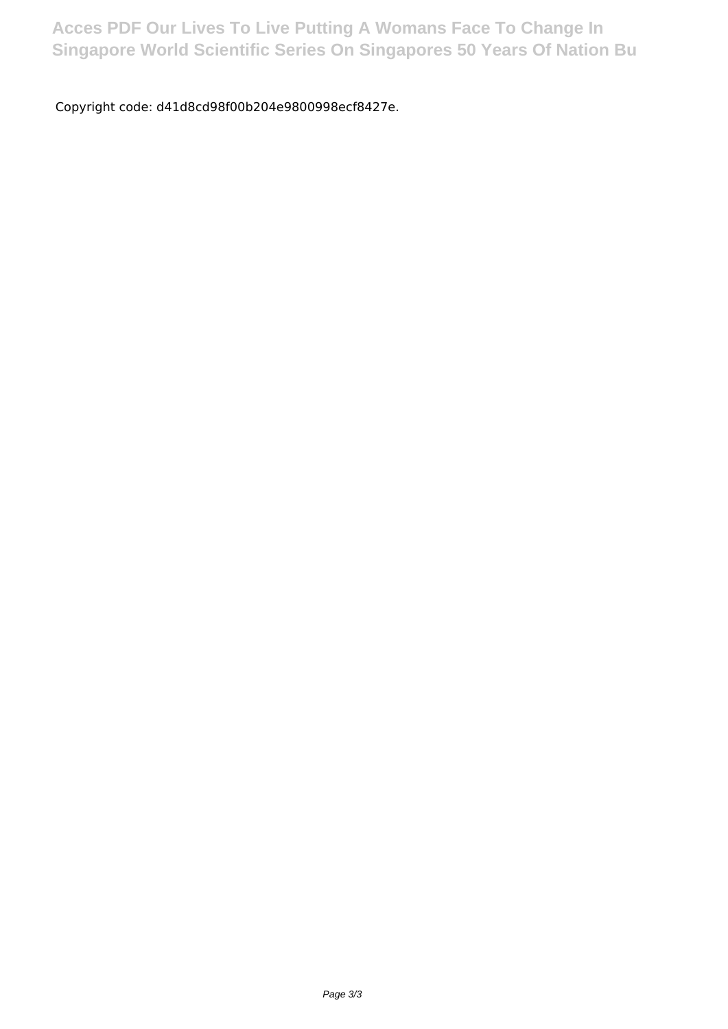Copyright code: d41d8cd98f00b204e9800998ecf8427e.